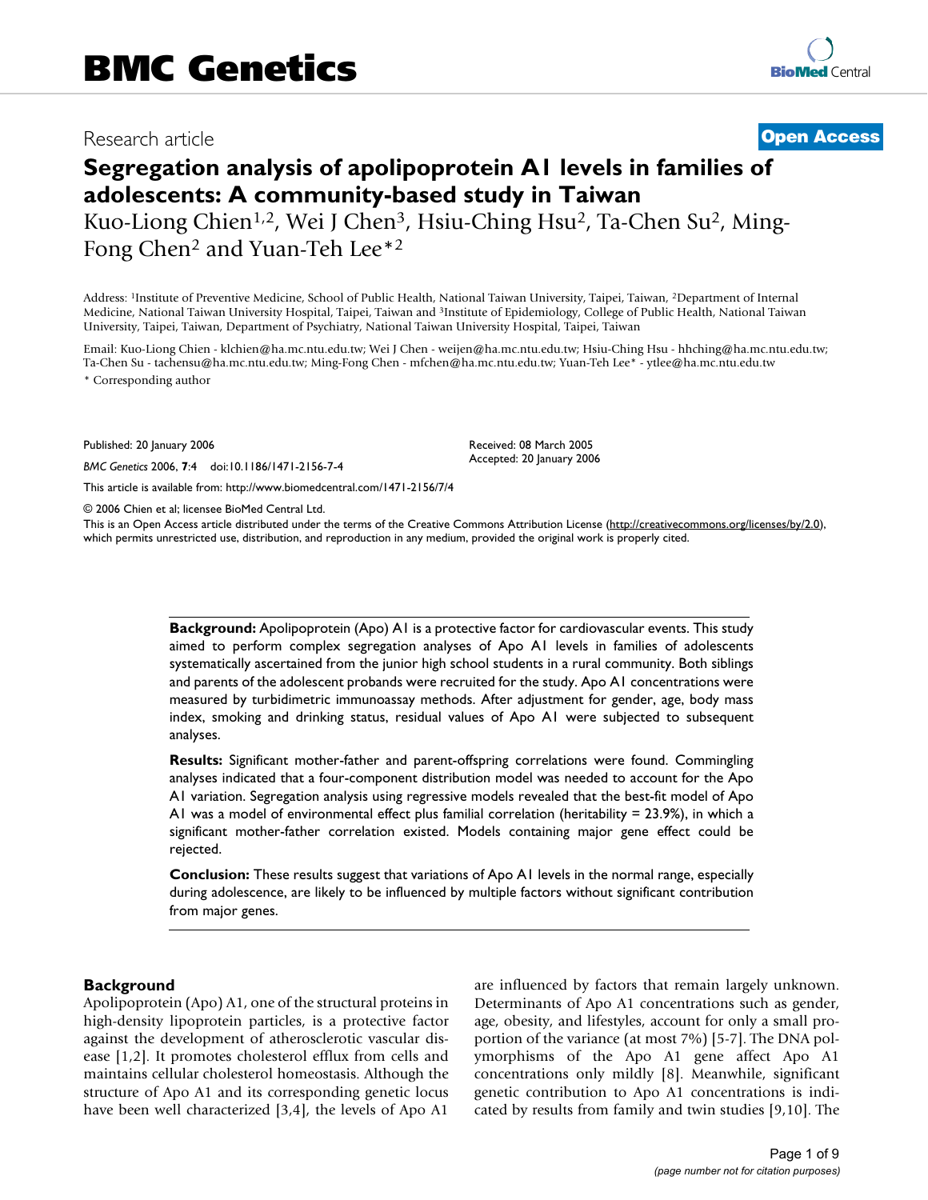# BMC Genetics

Research article **Open Access**

# Segregation analysis of apolipoprotein A1 levels in families of adolescents: A community-based study in Taiwan

Kuo-Liong Chien[1,2], Wei J Chen[3], Hsiu-Ching Hsu[2], Ta-Chen Su[2], Ming-Fong Chen[2] and Yuan-Teh Lee*[2]

Address: [1]Institute of Preventive Medicine, School of Public Health, National Taiwan University, Taipei, Taiwan, [2]Department of Internal Medicine, National Taiwan University Hospital, Taipei, Taiwan and [3]Institute of Epidemiology, College of Public Health, National Taiwan University, Taipei, Taiwan, Department of Psychiatry, National Taiwan University Hospital, Taipei, Taiwan

Email: Kuo-Liong Chien - klchien@ha.mc.ntu.edu.tw; Wei J Chen - weijen@ha.mc.ntu.edu.tw; Hsiu-Ching Hsu - hhching@ha.mc.ntu.edu.tw; Ta-Chen Su - tachensu@ha.mc.ntu.edu.tw; Ming-Fong Chen - mfchen@ha.mc.ntu.edu.tw; Yuan-Teh Lee* - ytlee@ha.mc.ntu.edu.tw

\* Corresponding author

Published: 20 January 2006

*BMC Genetics* 2006, **7**:4 doi:10.1186/1471-2156-7-4

Received: 08 March 2005
Accepted: 20 January 2006

This article is available from: http://www.biomedcentral.com/1471-2156/7/4

© 2006 Chien et al; licensee BioMed Central Ltd.

This is an Open Access article distributed under the terms of the Creative Commons Attribution License (http://creativecommons.org/licenses/by/2.0), which permits unrestricted use, distribution, and reproduction in any medium, provided the original work is properly cited.

**Background:** Apolipoprotein (Apo) A1 is a protective factor for cardiovascular events. This study aimed to perform complex segregation analyses of Apo A1 levels in families of adolescents systematically ascertained from the junior high school students in a rural community. Both siblings and parents of the adolescent probands were recruited for the study. Apo A1 concentrations were measured by turbidimetric immunoassay methods. After adjustment for gender, age, body mass index, smoking and drinking status, residual values of Apo A1 were subjected to subsequent analyses.

**Results:** Significant mother-father and parent-offspring correlations were found. Commingling analyses indicated that a four-component distribution model was needed to account for the Apo A1 variation. Segregation analysis using regressive models revealed that the best-fit model of Apo A1 was a model of environmental effect plus familial correlation (heritability = 23.9%), in which a significant mother-father correlation existed. Models containing major gene effect could be rejected.

**Conclusion:** These results suggest that variations of Apo A1 levels in the normal range, especially during adolescence, are likely to be influenced by multiple factors without significant contribution from major genes.

## Background

Apolipoprotein (Apo) A1, one of the structural proteins in high-density lipoprotein particles, is a protective factor against the development of atherosclerotic vascular disease [1,2]. It promotes cellular cholesterol efflux from cells and maintains cellular cholesterol homeostasis. Although the structure of Apo A1 and its corresponding genetic locus have been well characterized [3,4], the levels of Apo A1 are influenced by factors that remain largely unknown. Determinants of Apo A1 concentrations such as gender, age, obesity, and lifestyles, account for only a small proportion of the variance (at most 7%) [5-7]. The DNA polymorphisms of the Apo A1 gene affect Apo A1 concentrations only mildly [8]. Meanwhile, significant genetic contribution to Apo A1 concentrations is indicated by results from family and twin studies [9,10]. The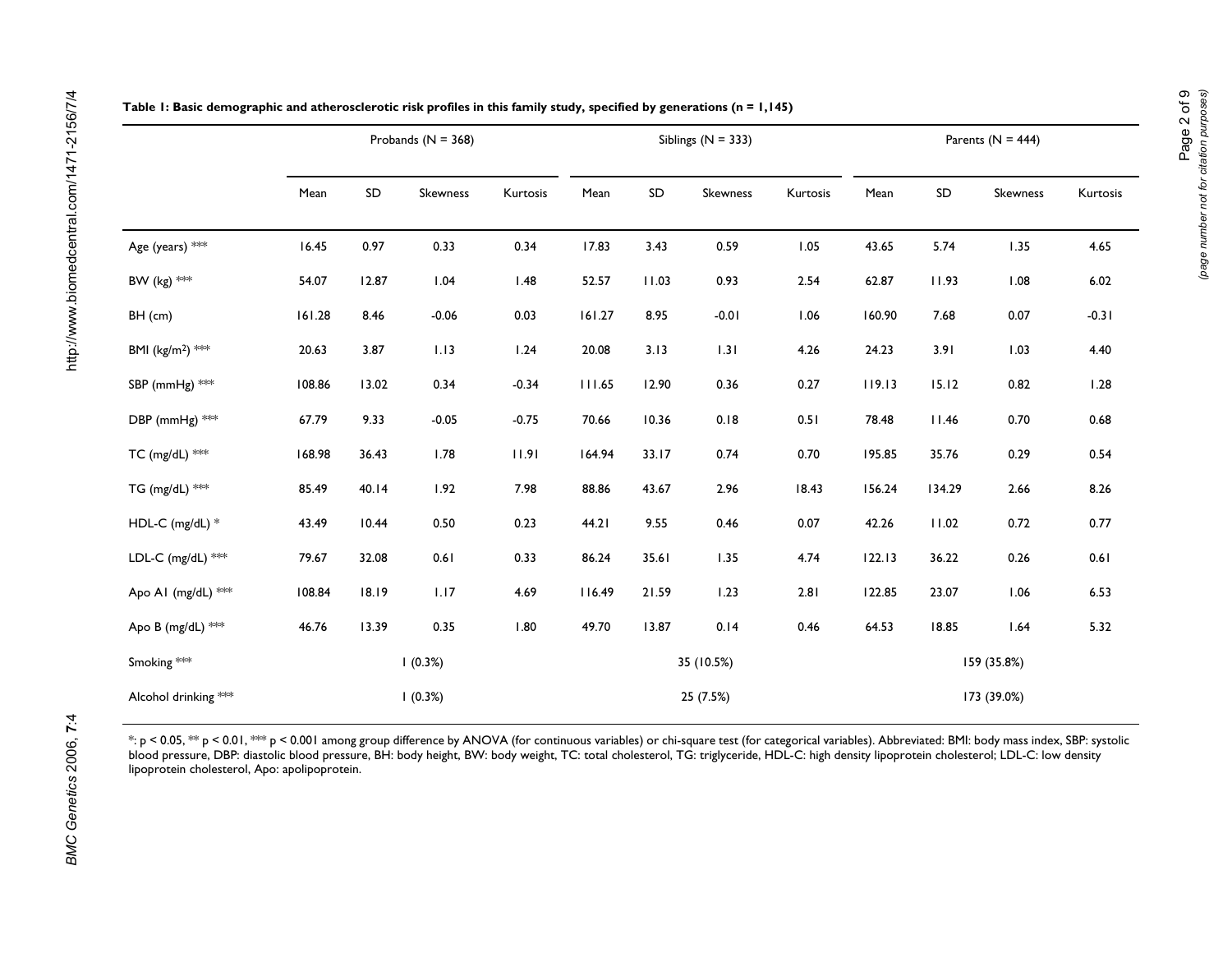**Table 1: Basic demographic and atherosclerotic risk profiles in this family study, specified by generations (n = 1,145)**

| | Probands (N = 368) | | | | Siblings (N = 333) | | | | Parents (N = 444) | | | |
|---|---|---|---|---|---|---|---|---|---|---|---|---|
| | Mean | SD | Skewness | Kurtosis | Mean | SD | Skewness | Kurtosis | Mean | SD | Skewness | Kurtosis |
| Age (years) *** | 16.45 | 0.97 | 0.33 | 0.34 | 17.83 | 3.43 | 0.59 | 1.05 | 43.65 | 5.74 | 1.35 | 4.65 |
| BW (kg) *** | 54.07 | 12.87 | 1.04 | 1.48 | 52.57 | 11.03 | 0.93 | 2.54 | 62.87 | 11.93 | 1.08 | 6.02 |
| BH (cm) | 161.28 | 8.46 | -0.06 | 0.03 | 161.27 | 8.95 | -0.01 | 1.06 | 160.90 | 7.68 | 0.07 | -0.31 |
| BMI ($kg/m^2$) *** | 20.63 | 3.87 | 1.13 | 1.24 | 20.08 | 3.13 | 1.31 | 4.26 | 24.23 | 3.91 | 1.03 | 4.40 |
| SBP (mmHg) *** | 108.86 | 13.02 | 0.34 | -0.34 | 111.65 | 12.90 | 0.36 | 0.27 | 119.13 | 15.12 | 0.82 | 1.28 |
| DBP (mmHg) *** | 67.79 | 9.33 | -0.05 | -0.75 | 70.66 | 10.36 | 0.18 | 0.51 | 78.48 | 11.46 | 0.70 | 0.68 |
| TC (mg/dL) *** | 168.98 | 36.43 | 1.78 | 11.91 | 164.94 | 33.17 | 0.74 | 0.70 | 195.85 | 35.76 | 0.29 | 0.54 |
| TG (mg/dL) *** | 85.49 | 40.14 | 1.92 | 7.98 | 88.86 | 43.67 | 2.96 | 18.43 | 156.24 | 134.29 | 2.66 | 8.26 |
| HDL-C (mg/dL) * | 43.49 | 10.44 | 0.50 | 0.23 | 44.21 | 9.55 | 0.46 | 0.07 | 42.26 | 11.02 | 0.72 | 0.77 |
| LDL-C (mg/dL) *** | 79.67 | 32.08 | 0.61 | 0.33 | 86.24 | 35.61 | 1.35 | 4.74 | 122.13 | 36.22 | 0.26 | 0.61 |
| Apo A1 (mg/dL) *** | 108.84 | 18.19 | 1.17 | 4.69 | 116.49 | 21.59 | 1.23 | 2.81 | 122.85 | 23.07 | 1.06 | 6.53 |
| Apo B (mg/dL) *** | 46.76 | 13.39 | 0.35 | 1.80 | 49.70 | 13.87 | 0.14 | 0.46 | 64.53 | 18.85 | 1.64 | 5.32 |
| Smoking *** | 1 (0.3%) | | | | 35 (10.5%) | | | | 159 (35.8%) | | | |
| Alcohol drinking *** | 1 (0.3%) | | | | 25 (7.5%) | | | | 173 (39.0%) | | | |

*: $p < 0.05$, ** $p < 0.01$, *** $p < 0.001$ among group difference by ANOVA (for continuous variables) or chi-square test (for categorical variables). Abbreviated: BMI: body mass index, SBP: systolic blood pressure, DBP: diastolic blood pressure, BH: body height, BW: body weight, TC: total cholesterol, TG: triglyceride, HDL-C: high density lipoprotein cholesterol; LDL-C: low density lipoprotein cholesterol, Apo: apolipoprotein.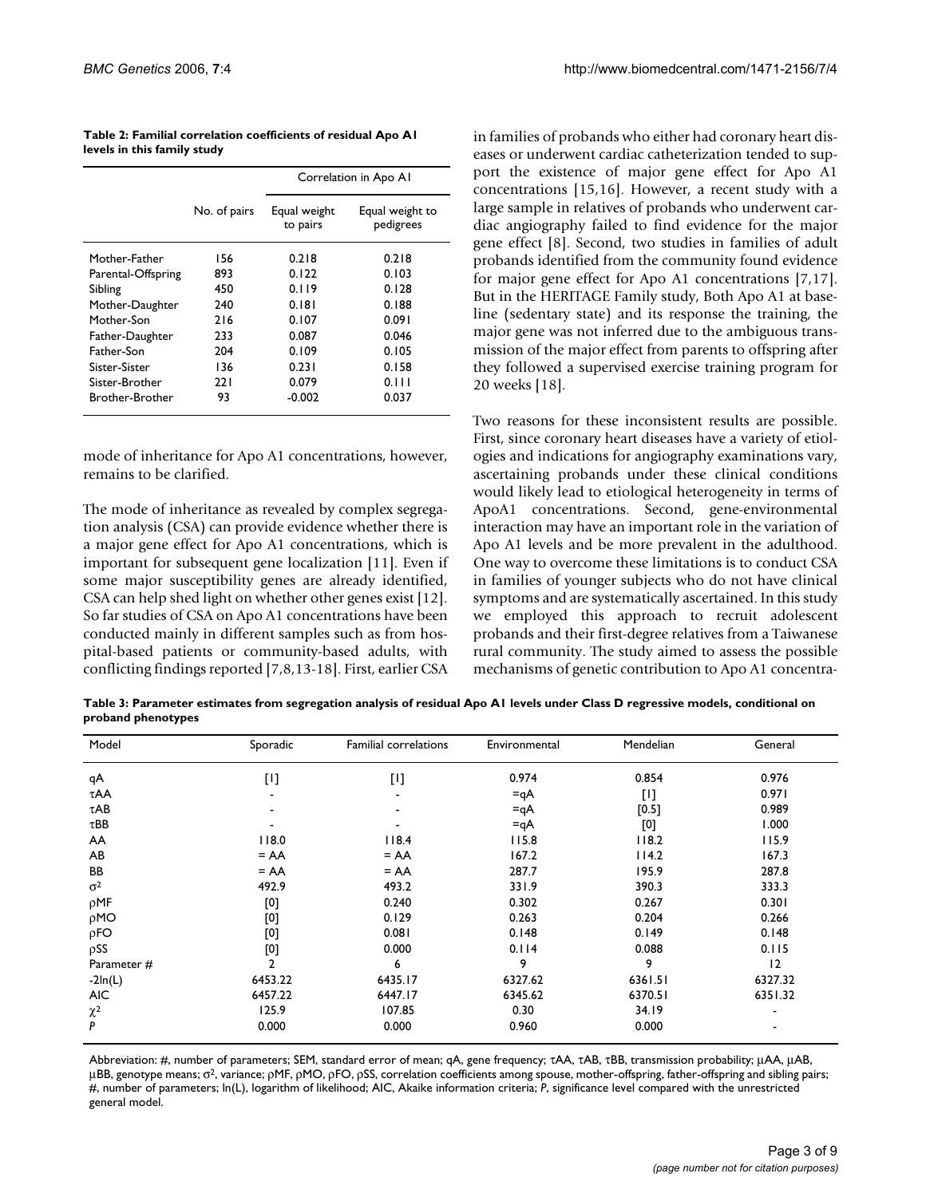**Table 2: Familial correlation coefficients of residual Apo A1 levels in this family study**

| | No. of pairs | Correlation in Apo A1 | |
|---|---|---|---|
| | | Equal weight to pairs | Equal weight to pedigrees |
| Mother-Father | 156 | 0.218 | 0.218 |
| Parental-Offspring | 893 | 0.122 | 0.103 |
| Sibling | 450 | 0.119 | 0.128 |
| Mother-Daughter | 240 | 0.181 | 0.188 |
| Mother-Son | 216 | 0.107 | 0.091 |
| Father-Daughter | 233 | 0.087 | 0.046 |
| Father-Son | 204 | 0.109 | 0.105 |
| Sister-Sister | 136 | 0.231 | 0.158 |
| Sister-Brother | 221 | 0.079 | 0.111 |
| Brother-Brother | 93 | -0.002 | 0.037 |

mode of inheritance for Apo A1 concentrations, however, remains to be clarified.

The mode of inheritance as revealed by complex segregation analysis (CSA) can provide evidence whether there is a major gene effect for Apo A1 concentrations, which is important for subsequent gene localization [11]. Even if some major susceptibility genes are already identified, CSA can help shed light on whether other genes exist [12]. So far studies of CSA on Apo A1 concentrations have been conducted mainly in different samples such as from hospital-based patients or community-based adults, with conflicting findings reported [7,8,13-18]. First, earlier CSA in families of probands who either had coronary heart diseases or underwent cardiac catheterization tended to support the existence of major gene effect for Apo A1 concentrations [15,16]. However, a recent study with a large sample in relatives of probands who underwent cardiac angiography failed to find evidence for the major gene effect [8]. Second, two studies in families of adult probands identified from the community found evidence for major gene effect for Apo A1 concentrations [7,17]. But in the HERITAGE Family study, Both Apo A1 at baseline (sedentary state) and its response the training, the major gene was not inferred due to the ambiguous transmission of the major effect from parents to offspring after they followed a supervised exercise training program for 20 weeks [18].

Two reasons for these inconsistent results are possible. First, since coronary heart diseases have a variety of etiologies and indications for angiography examinations vary, ascertaining probands under these clinical conditions would likely lead to etiological heterogeneity in terms of ApoA1 concentrations. Second, gene-environmental interaction may have an important role in the variation of Apo A1 levels and be more prevalent in the adulthood. One way to overcome these limitations is to conduct CSA in families of younger subjects who do not have clinical symptoms and are systematically ascertained. In this study we employed this approach to recruit adolescent probands and their first-degree relatives from a Taiwanese rural community. The study aimed to assess the possible mechanisms of genetic contribution to Apo A1 concentra-

**Table 3: Parameter estimates from segregation analysis of residual Apo A1 levels under Class D regressive models, conditional on proband phenotypes**

| Model | Sporadic | Familial correlations | Environmental | Mendelian | General |
|---|---|---|---|---|---|
| qA | [1] | [1] | 0.974 | 0.854 | 0.976 |
| τAA | - | - | =qA | [1] | 0.971 |
| τAB | - | - | =qA | [0.5] | 0.989 |
| τBB | - | - | =qA | [0] | 1.000 |
| AA | 118.0 | 118.4 | 115.8 | 118.2 | 115.9 |
| AB | = AA | = AA | 167.2 | 114.2 | 167.3 |
| BB | = AA | = AA | 287.7 | 195.9 | 287.8 |
| $\sigma^2$ | 492.9 | 493.2 | 331.9 | 390.3 | 333.3 |
| ρMF | [0] | 0.240 | 0.302 | 0.267 | 0.301 |
| ρMO | [0] | 0.129 | 0.263 | 0.204 | 0.266 |
| ρFO | [0] | 0.081 | 0.148 | 0.149 | 0.148 |
| ρSS | [0] | 0.000 | 0.114 | 0.088 | 0.115 |
| Parameter # | 2 | 6 | 9 | 9 | 12 |
| -2ln(L) | 6453.22 | 6435.17 | 6327.62 | 6361.51 | 6327.32 |
| AIC | 6457.22 | 6447.17 | 6345.62 | 6370.51 | 6351.32 |
| $\chi^2$ | 125.9 | 107.85 | 0.30 | 34.19 | - |
| *P* | 0.000 | 0.000 | 0.960 | 0.000 | - |

Abbreviation: #, number of parameters; SEM, standard error of mean; qA, gene frequency; τAA, τAB, τBB, transmission probability; μAA, μAB, μBB, genotype means; $\sigma^2$, variance; ρMF, ρMO, ρFO, ρSS, correlation coefficients among spouse, mother-offspring, father-offspring and sibling pairs; #, number of parameters; ln(L), logarithm of likelihood; AIC, Akaike information criteria; *P*, significance level compared with the unrestricted general model.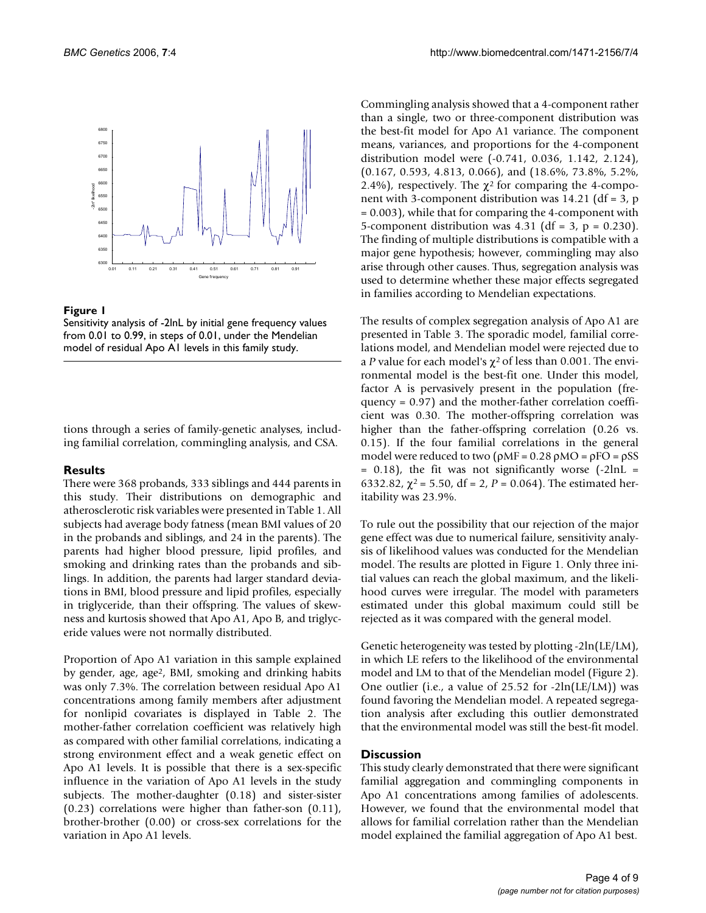**Figure 1**

Sensitivity analysis of -2lnL by initial gene frequency values from 0.01 to 0.99, in steps of 0.01, under the Mendelian model of residual Apo A1 levels in this family study.

tions through a series of family-genetic analyses, including familial correlation, commingling analysis, and CSA.

## Results

There were 368 probands, 333 siblings and 444 parents in this study. Their distributions on demographic and atherosclerotic risk variables were presented in Table 1. All subjects had average body fatness (mean BMI values of 20 in the probands and siblings, and 24 in the parents). The parents had higher blood pressure, lipid profiles, and smoking and drinking rates than the probands and siblings. In addition, the parents had larger standard deviations in BMI, blood pressure and lipid profiles, especially in triglyceride, than their offspring. The values of skewness and kurtosis showed that Apo A1, Apo B, and triglyceride values were not normally distributed.

Proportion of Apo A1 variation in this sample explained by gender, age, age$^2$, BMI, smoking and drinking habits was only 7.3%. The correlation between residual Apo A1 concentrations among family members after adjustment for nonlipid covariates is displayed in Table 2. The mother-father correlation coefficient was relatively high as compared with other familial correlations, indicating a strong environment effect and a weak genetic effect on Apo A1 levels. It is possible that there is a sex-specific influence in the variation of Apo A1 levels in the study subjects. The mother-daughter (0.18) and sister-sister (0.23) correlations were higher than father-son (0.11), brother-brother (0.00) or cross-sex correlations for the variation in Apo A1 levels.

Commingling analysis showed that a 4-component rather than a single, two or three-component distribution was the best-fit model for Apo A1 variance. The component means, variances, and proportions for the 4-component distribution model were (-0.741, 0.036, 1.142, 2.124), (0.167, 0.593, 4.813, 0.066), and (18.6%, 73.8%, 5.2%, 2.4%), respectively. The $\chi^2$ for comparing the 4-component with 3-component distribution was 14.21 (df = 3, p = 0.003), while that for comparing the 4-component with 5-component distribution was 4.31 (df = 3, p = 0.230). The finding of multiple distributions is compatible with a major gene hypothesis; however, commingling may also arise through other causes. Thus, segregation analysis was used to determine whether these major effects segregated in families according to Mendelian expectations.

The results of complex segregation analysis of Apo A1 are presented in Table 3. The sporadic model, familial correlations model, and Mendelian model were rejected due to a *P* value for each model's $\chi^2$ of less than 0.001. The environmental model is the best-fit one. Under this model, factor A is pervasively present in the population (frequency = 0.97) and the mother-father correlation coefficient was 0.30. The mother-offspring correlation was higher than the father-offspring correlation (0.26 vs. 0.15). If the four familial correlations in the general model were reduced to two ($\rho MF = 0.28$ $\rho MO = \rho FO = \rho SS = 0.18$), the fit was not significantly worse (-2lnL = 6332.82, $\chi^2 = 5.50$, df = 2, *P* = 0.064). The estimated heritability was 23.9%.

To rule out the possibility that our rejection of the major gene effect was due to numerical failure, sensitivity analysis of likelihood values was conducted for the Mendelian model. The results are plotted in Figure 1. Only three initial values can reach the global maximum, and the likelihood curves were irregular. The model with parameters estimated under this global maximum could still be rejected as it was compared with the general model.

Genetic heterogeneity was tested by plotting -2ln(LE/LM), in which LE refers to the likelihood of the environmental model and LM to that of the Mendelian model (Figure 2). One outlier (i.e., a value of 25.52 for -2ln(LE/LM)) was found favoring the Mendelian model. A repeated segregation analysis after excluding this outlier demonstrated that the environmental model was still the best-fit model.

## Discussion

This study clearly demonstrated that there were significant familial aggregation and commingling components in Apo A1 concentrations among families of adolescents. However, we found that the environmental model that allows for familial correlation rather than the Mendelian model explained the familial aggregation of Apo A1 best.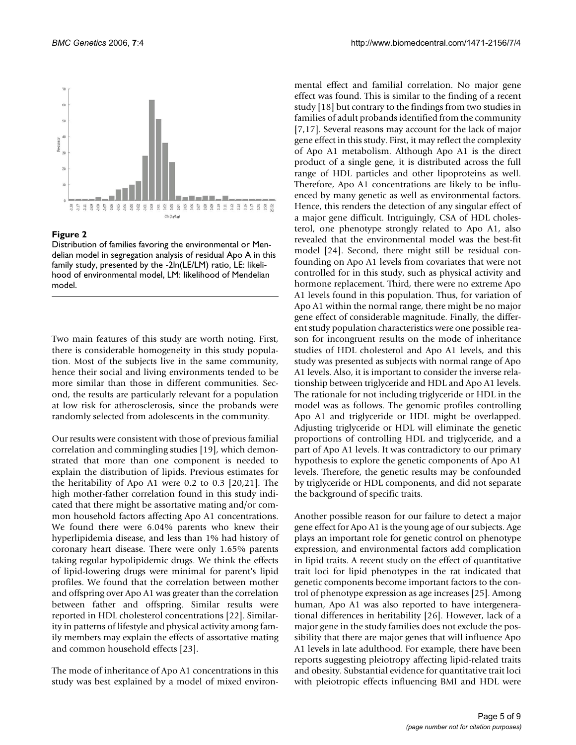**Figure 2**

Distribution of families favoring the environmental or Mendelian model in segregation analysis of residual Apo A in this family study, presented by the -2ln(LE/LM) ratio, LE: likelihood of environmental model, LM: likelihood of Mendelian model.

Two main features of this study are worth noting. First, there is considerable homogeneity in this study population. Most of the subjects live in the same community, hence their social and living environments tended to be more similar than those in different communities. Second, the results are particularly relevant for a population at low risk for atherosclerosis, since the probands were randomly selected from adolescents in the community.

Our results were consistent with those of previous familial correlation and commingling studies [19], which demonstrated that more than one component is needed to explain the distribution of lipids. Previous estimates for the heritability of Apo A1 were 0.2 to 0.3 [20,21]. The high mother-father correlation found in this study indicated that there might be assortative mating and/or common household factors affecting Apo A1 concentrations. We found there were 6.04% parents who knew their hyperlipidemia disease, and less than 1% had history of coronary heart disease. There were only 1.65% parents taking regular hypolipidemic drugs. We think the effects of lipid-lowering drugs were minimal for parent's lipid profiles. We found that the correlation between mother and offspring over Apo A1 was greater than the correlation between father and offspring. Similar results were reported in HDL cholesterol concentrations [22]. Similarity in patterns of lifestyle and physical activity among family members may explain the effects of assortative mating and common household effects [23].

The mode of inheritance of Apo A1 concentrations in this study was best explained by a model of mixed environmental effect and familial correlation. No major gene effect was found. This is similar to the finding of a recent study [18] but contrary to the findings from two studies in families of adult probands identified from the community [7,17]. Several reasons may account for the lack of major gene effect in this study. First, it may reflect the complexity of Apo A1 metabolism. Although Apo A1 is the direct product of a single gene, it is distributed across the full range of HDL particles and other lipoproteins as well. Therefore, Apo A1 concentrations are likely to be influenced by many genetic as well as environmental factors. Hence, this renders the detection of any singular effect of a major gene difficult. Intriguingly, CSA of HDL cholesterol, one phenotype strongly related to Apo A1, also revealed that the environmental model was the best-fit model [24]. Second, there might still be residual confounding on Apo A1 levels from covariates that were not controlled for in this study, such as physical activity and hormone replacement. Third, there were no extreme Apo A1 levels found in this population. Thus, for variation of Apo A1 within the normal range, there might be no major gene effect of considerable magnitude. Finally, the different study population characteristics were one possible reason for incongruent results on the mode of inheritance studies of HDL cholesterol and Apo A1 levels, and this study was presented as subjects with normal range of Apo A1 levels. Also, it is important to consider the inverse relationship between triglyceride and HDL and Apo A1 levels. The rationale for not including triglyceride or HDL in the model was as follows. The genomic profiles controlling Apo A1 and triglyceride or HDL might be overlapped. Adjusting triglyceride or HDL will eliminate the genetic proportions of controlling HDL and triglyceride, and a part of Apo A1 levels. It was contradictory to our primary hypothesis to explore the genetic components of Apo A1 levels. Therefore, the genetic results may be confounded by triglyceride or HDL components, and did not separate the background of specific traits.

Another possible reason for our failure to detect a major gene effect for Apo A1 is the young age of our subjects. Age plays an important role for genetic control on phenotype expression, and environmental factors add complication in lipid traits. A recent study on the effect of quantitative trait loci for lipid phenotypes in the rat indicated that genetic components become important factors to the control of phenotype expression as age increases [25]. Among human, Apo A1 was also reported to have intergenerational differences in heritability [26]. However, lack of a major gene in the study families does not exclude the possibility that there are major genes that will influence Apo A1 levels in late adulthood. For example, there have been reports suggesting pleiotropy affecting lipid-related traits and obesity. Substantial evidence for quantitative trait loci with pleiotropic effects influencing BMI and HDL were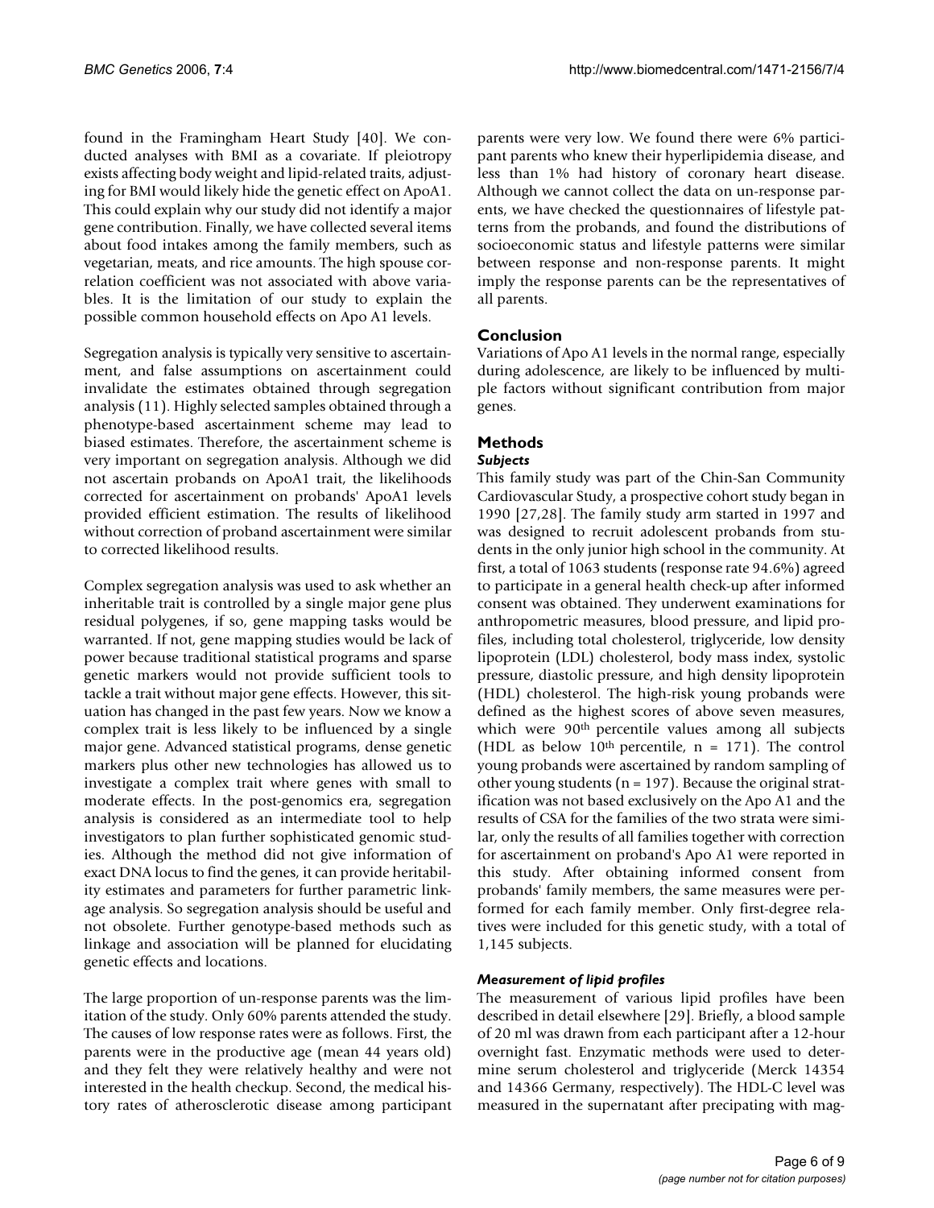found in the Framingham Heart Study [40]. We conducted analyses with BMI as a covariate. If pleiotropy exists affecting body weight and lipid-related traits, adjusting for BMI would likely hide the genetic effect on ApoA1. This could explain why our study did not identify a major gene contribution. Finally, we have collected several items about food intakes among the family members, such as vegetarian, meats, and rice amounts. The high spouse correlation coefficient was not associated with above variables. It is the limitation of our study to explain the possible common household effects on Apo A1 levels.

Segregation analysis is typically very sensitive to ascertainment, and false assumptions on ascertainment could invalidate the estimates obtained through segregation analysis (11). Highly selected samples obtained through a phenotype-based ascertainment scheme may lead to biased estimates. Therefore, the ascertainment scheme is very important on segregation analysis. Although we did not ascertain probands on ApoA1 trait, the likelihoods corrected for ascertainment on probands' ApoA1 levels provided efficient estimation. The results of likelihood without correction of proband ascertainment were similar to corrected likelihood results.

Complex segregation analysis was used to ask whether an inheritable trait is controlled by a single major gene plus residual polygenes, if so, gene mapping tasks would be warranted. If not, gene mapping studies would be lack of power because traditional statistical programs and sparse genetic markers would not provide sufficient tools to tackle a trait without major gene effects. However, this situation has changed in the past few years. Now we know a complex trait is less likely to be influenced by a single major gene. Advanced statistical programs, dense genetic markers plus other new technologies has allowed us to investigate a complex trait where genes with small to moderate effects. In the post-genomics era, segregation analysis is considered as an intermediate tool to help investigators to plan further sophisticated genomic studies. Although the method did not give information of exact DNA locus to find the genes, it can provide heritability estimates and parameters for further parametric linkage analysis. So segregation analysis should be useful and not obsolete. Further genotype-based methods such as linkage and association will be planned for elucidating genetic effects and locations.

The large proportion of un-response parents was the limitation of the study. Only 60% parents attended the study. The causes of low response rates were as follows. First, the parents were in the productive age (mean 44 years old) and they felt they were relatively healthy and were not interested in the health checkup. Second, the medical history rates of atherosclerotic disease among participant parents were very low. We found there were 6% participant parents who knew their hyperlipidemia disease, and less than 1% had history of coronary heart disease. Although we cannot collect the data on un-response parents, we have checked the questionnaires of lifestyle patterns from the probands, and found the distributions of socioeconomic status and lifestyle patterns were similar between response and non-response parents. It might imply the response parents can be the representatives of all parents.

## Conclusion

Variations of Apo A1 levels in the normal range, especially during adolescence, are likely to be influenced by multiple factors without significant contribution from major genes.

## Methods

### *Subjects*

This family study was part of the Chin-San Community Cardiovascular Study, a prospective cohort study began in 1990 [27,28]. The family study arm started in 1997 and was designed to recruit adolescent probands from students in the only junior high school in the community. At first, a total of 1063 students (response rate 94.6%) agreed to participate in a general health check-up after informed consent was obtained. They underwent examinations for anthropometric measures, blood pressure, and lipid profiles, including total cholesterol, triglyceride, low density lipoprotein (LDL) cholesterol, body mass index, systolic pressure, diastolic pressure, and high density lipoprotein (HDL) cholesterol. The high-risk young probands were defined as the highest scores of above seven measures, which were 90$^{th}$ percentile values among all subjects (HDL as below 10$^{th}$ percentile, n = 171). The control young probands were ascertained by random sampling of other young students (n = 197). Because the original stratification was not based exclusively on the Apo A1 and the results of CSA for the families of the two strata were similar, only the results of all families together with correction for ascertainment on proband's Apo A1 were reported in this study. After obtaining informed consent from probands' family members, the same measures were performed for each family member. Only first-degree relatives were included for this genetic study, with a total of 1,145 subjects.

### *Measurement of lipid profiles*

The measurement of various lipid profiles have been described in detail elsewhere [29]. Briefly, a blood sample of 20 ml was drawn from each participant after a 12-hour overnight fast. Enzymatic methods were used to determine serum cholesterol and triglyceride (Merck 14354 and 14366 Germany, respectively). The HDL-C level was measured in the supernatant after precipating with mag-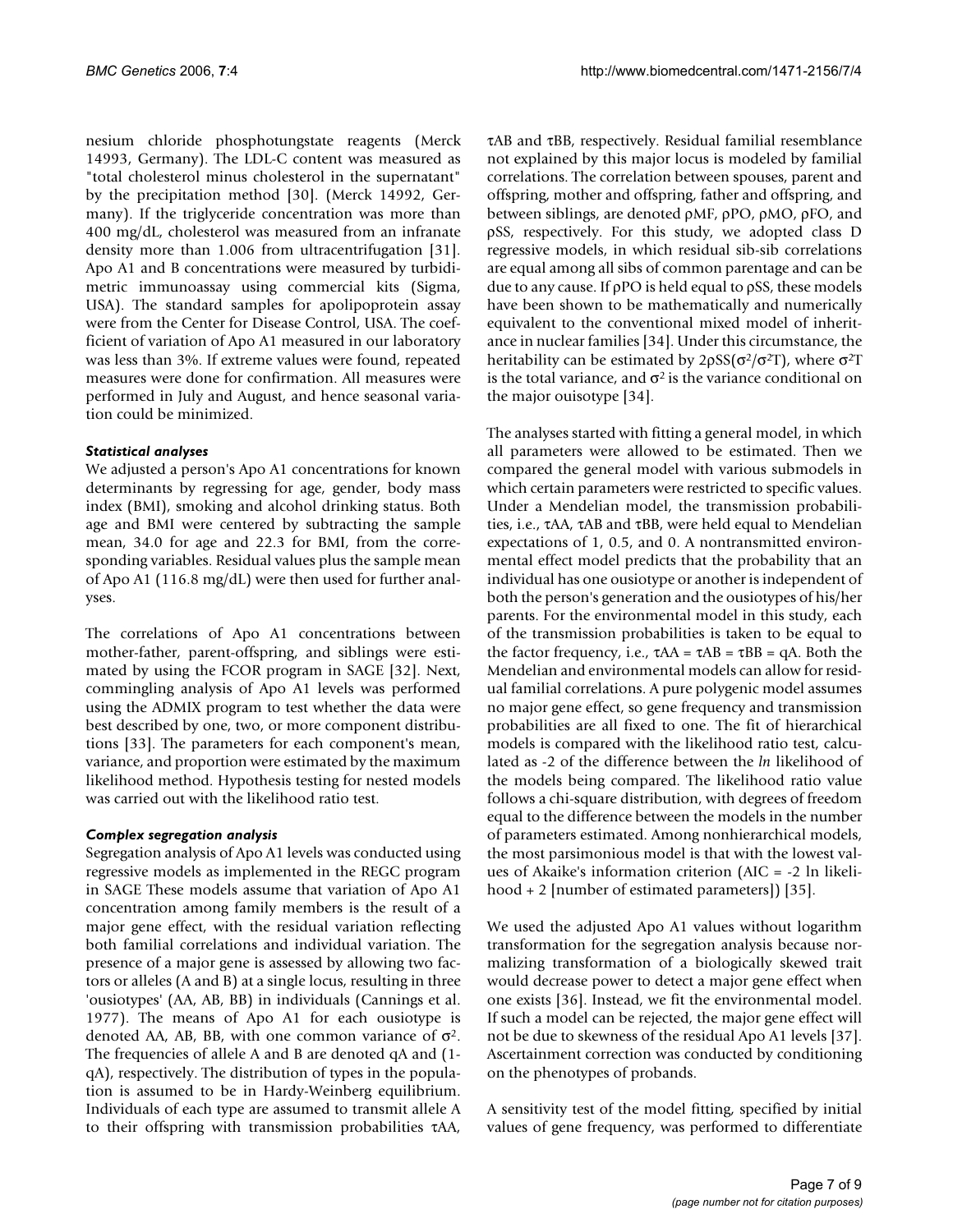nesium chloride phosphotungstate reagents (Merck 14993, Germany). The LDL-C content was measured as "total cholesterol minus cholesterol in the supernatant" by the precipitation method [30]. (Merck 14992, Germany). If the triglyceride concentration was more than 400 mg/dL, cholesterol was measured from an infranate density more than 1.006 from ultracentrifugation [31]. Apo A1 and B concentrations were measured by turbidimetric immunoassay using commercial kits (Sigma, USA). The standard samples for apolipoprotein assay were from the Center for Disease Control, USA. The coefficient of variation of Apo A1 measured in our laboratory was less than 3%. If extreme values were found, repeated measures were done for confirmation. All measures were performed in July and August, and hence seasonal variation could be minimized.

### *Statistical analyses*

We adjusted a person's Apo A1 concentrations for known determinants by regressing for age, gender, body mass index (BMI), smoking and alcohol drinking status. Both age and BMI were centered by subtracting the sample mean, 34.0 for age and 22.3 for BMI, from the corresponding variables. Residual values plus the sample mean of Apo A1 (116.8 mg/dL) were then used for further analyses.

The correlations of Apo A1 concentrations between mother-father, parent-offspring, and siblings were estimated by using the FCOR program in SAGE [32]. Next, commingling analysis of Apo A1 levels was performed using the ADMIX program to test whether the data were best described by one, two, or more component distributions [33]. The parameters for each component's mean, variance, and proportion were estimated by the maximum likelihood method. Hypothesis testing for nested models was carried out with the likelihood ratio test.

### *Complex segregation analysis*

Segregation analysis of Apo A1 levels was conducted using regressive models as implemented in the REGC program in SAGE These models assume that variation of Apo A1 concentration among family members is the result of a major gene effect, with the residual variation reflecting both familial correlations and individual variation. The presence of a major gene is assessed by allowing two factors or alleles (A and B) at a single locus, resulting in three 'ousiotypes' (AA, AB, BB) in individuals (Cannings et al. 1977). The means of Apo A1 for each ousiotype is denoted AA, AB, BB, with one common variance of $\sigma^2$. The frequencies of allele A and B are denoted qA and (1-qA), respectively. The distribution of types in the population is assumed to be in Hardy-Weinberg equilibrium. Individuals of each type are assumed to transmit allele A to their offspring with transmission probabilities τAA, τAB and τBB, respectively. Residual familial resemblance not explained by this major locus is modeled by familial correlations. The correlation between spouses, parent and offspring, mother and offspring, father and offspring, and between siblings, are denoted ρMF, ρPO, ρMO, ρFO, and ρSS, respectively. For this study, we adopted class D regressive models, in which residual sib-sib correlations are equal among all sibs of common parentage and can be due to any cause. If ρPO is held equal to ρSS, these models have been shown to be mathematically and numerically equivalent to the conventional mixed model of inheritance in nuclear families [34]. Under this circumstance, the heritability can be estimated by $2\rho SS(\sigma^2/\sigma^2 T)$, where $\sigma^2 T$ is the total variance, and $\sigma^2$ is the variance conditional on the major ouisotype [34].

The analyses started with fitting a general model, in which all parameters were allowed to be estimated. Then we compared the general model with various submodels in which certain parameters were restricted to specific values. Under a Mendelian model, the transmission probabilities, i.e., τAA, τAB and τBB, were held equal to Mendelian expectations of 1, 0.5, and 0. A nontransmitted environmental effect model predicts that the probability that an individual has one ousiotype or another is independent of both the person's generation and the ousiotypes of his/her parents. For the environmental model in this study, each of the transmission probabilities is taken to be equal to the factor frequency, i.e., τAA = τAB = τBB = qA. Both the Mendelian and environmental models can allow for residual familial correlations. A pure polygenic model assumes no major gene effect, so gene frequency and transmission probabilities are all fixed to one. The fit of hierarchical models is compared with the likelihood ratio test, calculated as -2 of the difference between the *ln* likelihood of the models being compared. The likelihood ratio value follows a chi-square distribution, with degrees of freedom equal to the difference between the models in the number of parameters estimated. Among nonhierarchical models, the most parsimonious model is that with the lowest values of Akaike's information criterion (AIC = -2 ln likelihood + 2 [number of estimated parameters]) [35].

We used the adjusted Apo A1 values without logarithm transformation for the segregation analysis because normalizing transformation of a biologically skewed trait would decrease power to detect a major gene effect when one exists [36]. Instead, we fit the environmental model. If such a model can be rejected, the major gene effect will not be due to skewness of the residual Apo A1 levels [37]. Ascertainment correction was conducted by conditioning on the phenotypes of probands.

A sensitivity test of the model fitting, specified by initial values of gene frequency, was performed to differentiate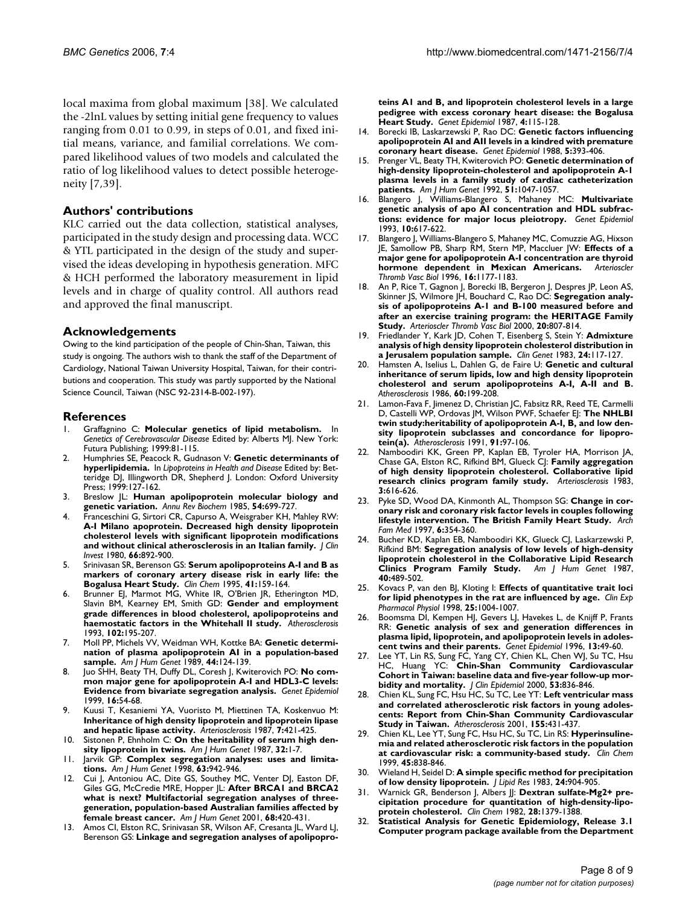local maxima from global maximum [38]. We calculated the -2lnL values by setting initial gene frequency to values ranging from 0.01 to 0.99, in steps of 0.01, and fixed initial means, variance, and familial correlations. We compared likelihood values of two models and calculated the ratio of log likelihood values to detect possible heterogeneity [7,39].

## Authors' contributions

KLC carried out the data collection, statistical analyses, participated in the study design and processing data. WCC & YTL participated in the design of the study and supervised the ideas developing in hypothesis generation. MFC & HCH performed the laboratory measurement in lipid levels and in charge of quality control. All authors read and approved the final manuscript.

## Acknowledgements

Owing to the kind participation of the people of Chin-Shan, Taiwan, this study is ongoing. The authors wish to thank the staff of the Department of Cardiology, National Taiwan University Hospital, Taiwan, for their contributions and cooperation. This study was partly supported by the National Science Council, Taiwan (NSC 92-2314-B-002-197).

## References

1. Graffagnino C: **Molecular genetics of lipid metabolism.** In *Genetics of Cerebrovascular Disease* Edited by: Alberts MJ. New York: Futura Publishing; 1999:81-115.
2. Humphries SE, Peacock R, Gudnason V: **Genetic determinants of hyperlipidemia.** In *Lipoproteins in Health and Disease* Edited by: Betteridge DJ, Illingworth DR, Shepherd J. London: Oxford University Press; 1999:127-162.
3. Breslow JL: **Human apolipoprotein molecular biology and genetic variation.** *Annu Rev Biochem* 1985, **54:**699-727.
4. Franceschini G, Sirtori CR, Capurso A, Weisgraber KH, Mahley RW: **A-I Milano apoprotein. Decreased high density lipoprotein cholesterol levels with significant lipoprotein modifications and without clinical atherosclerosis in an Italian family.** *J Clin Invest* 1980, **66:**892-900.
5. Srinivasan SR, Berenson GS: **Serum apolipoproteins A-I and B as markers of coronary artery disease risk in early life: the Bogalusa Heart Study.** *Clin Chem* 1995, **41:**159-164.
6. Brunner EJ, Marmot MG, White IR, O'Brien JR, Etherington MD, Slavin BM, Kearney EM, Smith GD: **Gender and employment grade differences in blood cholesterol, apolipoproteins and haemostatic factors in the Whitehall II study.** *Atherosclerosis* 1993, **102:**195-207.
7. Moll PP, Michels VV, Weidman WH, Kottke BA: **Genetic determination of plasma apolipoprotein AI in a population-based sample.** *Am J Hum Genet* 1989, **44:**124-139.
8. Juo SHH, Beaty TH, Duffy DL, Coresh J, Kwiterovich PO: **No common major gene for apolipoprotein A-I and HDL3-C levels: Evidence from bivariate segregation analysis.** *Genet Epidemiol* 1999, **16:**54-68.
9. Kuusi T, Kesaniemi YA, Vuoristo M, Miettinen TA, Koskenvuo M: **Inheritance of high density lipoprotein and lipoprotein lipase and hepatic lipase activity.** *Arteriosclerosis* 1987, **7:**421-425.
10. Sistonen P, Ehnholm C: **On the heritability of serum high density lipoprotein in twins.** *Am J Hum Genet* 1987, **32:**1-7.
11. Jarvik GP: **Complex segregation analyses: uses and limitations.** *Am J Hum Genet* 1998, **63:**942-946.
12. Cui J, Antoniou AC, Dite GS, Southey MC, Venter DJ, Easton DF, Giles GG, McCredie MRE, Hopper JL: **After BRCA1 and BRCA2 what is next? Multifactorial segregation analyses of three-generation, population-based Australian families affected by female breast cancer.** *Am J Hum Genet* 2001, **68:**420-431.
13. Amos CI, Elston RC, Srinivasan SR, Wilson AF, Cresanta JL, Ward LJ, Berenson GS: **Linkage and segregation analyses of apolipoproteins A1 and B, and lipoprotein cholesterol levels in a large pedigree with excess coronary heart disease: the Bogalusa Heart Study.** *Genet Epidemiol* 1987, **4:**115-128.
14. Borecki IB, Laskarzewski P, Rao DC: **Genetic factors influencing apolipoprotein AI and AII levels in a kindred with premature coronary heart disease.** *Genet Epidemiol* 1988, **5:**393-406.
15. Prenger VL, Beaty TH, Kwiterovich PO: **Genetic determination of high-density lipoprotein-cholesterol and apolipoprotein A-1 plasma levels in a family study of cardiac catheterization patients.** *Am J Hum Genet* 1992, **51:**1047-1057.
16. Blangero J, Williams-Blangero S, Mahaney MC: **Multivariate genetic analysis of apo AI concentration and HDL subfractions: evidence for major locus pleiotropy.** *Genet Epidemiol* 1993, **10:**617-622.
17. Blangero J, Williams-Blangero S, Mahaney MC, Comuzzie AG, Hixson JE, Samollow PB, Sharp RM, Stern MP, Maccluer JW: **Effects of a major gene for apolipoprotein A-I concentration are thyroid hormone dependent in Mexican Americans.** *Arterioscler Thromb Vasc Biol* 1996, **16:**1177-1183.
18. An P, Rice T, Gagnon J, Borecki IB, Bergeron J, Despres JP, Leon AS, Skinner JS, Wilmore JH, Bouchard C, Rao DC: **Segregation analysis of apolipoproteins A-1 and B-100 measured before and after an exercise training program: the HERITAGE Family Study.** *Arterioscler Thromb Vasc Biol* 2000, **20:**807-814.
19. Friedlander Y, Kark JD, Cohen T, Eisenberg S, Stein Y: **Admixture analysis of high density lipoprotein cholesterol distribution in a Jerusalem population sample.** *Clin Genet* 1983, **24:**117-127.
20. Hamsten A, Iselius L, Dahlen G, de Faire U: **Genetic and cultural inheritance of serum lipids, low and high density lipoprotein cholesterol and serum apolipoproteins A-I, A-II and B.** *Atherosclerosis* 1986, **60:**199-208.
21. Lamon-Fava F, Jimenez D, Christian JC, Fabsitz RR, Reed TE, Carmelli D, Castelli WP, Ordovas JM, Wilson PWF, Schaefer EJ: **The NHLBI twin study:heritability of apolipoprotein A-I, B, and low density lipoprotein subclasses and concordance for lipoprotein(a).** *Atherosclerosis* 1991, **91:**97-106.
22. Namboodiri KK, Green PP, Kaplan EB, Tyroler HA, Morrison JA, Chase GA, Elston RC, Rifkind BM, Glueck CJ: **Family aggregation of high density lipoprotein cholesterol. Collaborative lipid research clinics program family study.** *Arteriosclerosis* 1983, **3:**616-626.
23. Pyke SD, Wood DA, Kinmonth AL, Thompson SG: **Change in coronary risk and coronary risk factor levels in couples following lifestyle intervention. The British Family Heart Study.** *Arch Fam Med* 1997, **6:**354-360.
24. Bucher KD, Kaplan EB, Namboodiri KK, Glueck CJ, Laskarzewski P, Rifkind BM: **Segregation analysis of low levels of high-density lipoprotein cholesterol in the Collaborative Lipid Research Clinics Program Family Study.** *Am J Hum Genet* 1987, **40:**489-502.
25. Kovacs P, van den BJ, Kloting I: **Effects of quantitative trait loci for lipid phenotypes in the rat are influenced by age.** *Clin Exp Pharmacol Physiol* 1998, **25:**1004-1007.
26. Boomsma DI, Kempen HJ, Gevers LJ, Havekes L, de Knijff P, Frants RR: **Genetic analysis of sex and generation differences in plasma lipid, lipoprotein, and apolipoprotein levels in adolescent twins and their parents.** *Genet Epidemiol* 1996, **13:**49-60.
27. Lee YT, Lin RS, Sung FC, Yang CY, Chien KL, Chen WJ, Su TC, Hsu HC, Huang YC: **Chin-Shan Community Cardiovascular Cohort in Taiwan: baseline data and five-year follow-up morbidity and mortality.** *J Clin Epidemiol* 2000, **53:**836-846.
28. Chien KL, Sung FC, Hsu HC, Su TC, Lee YT: **Left ventricular mass and correlated atherosclerotic risk factors in young adolescents: Report from Chin-Shan Community Cardiovascular Study in Taiwan.** *Atherosclerosis* 2001, **155:**431-437.
29. Chien KL, Lee YT, Sung FC, Hsu HC, Su TC, Lin RS: **Hyperinsulinemia and related atherosclerotic risk factors in the population at cardiovascular risk: a community-based study.** *Clin Chem* 1999, **45:**838-846.
30. Wieland H, Seidel D: **A simple specific method for precipitation of low density lipoprotein.** *J Lipid Res* 1983, **24:**904-905.
31. Warnick GR, Benderson J, Albers JJ: **Dextran sulfate-Mg2+ precipitation procedure for quantitation of high-density-lipoprotein cholesterol.** *Clin Chem* 1982, **28:**1379-1388.
32. **Statistical Analysis for Genetic Epidemiology, Release 3.1 Computer program package available from the Department**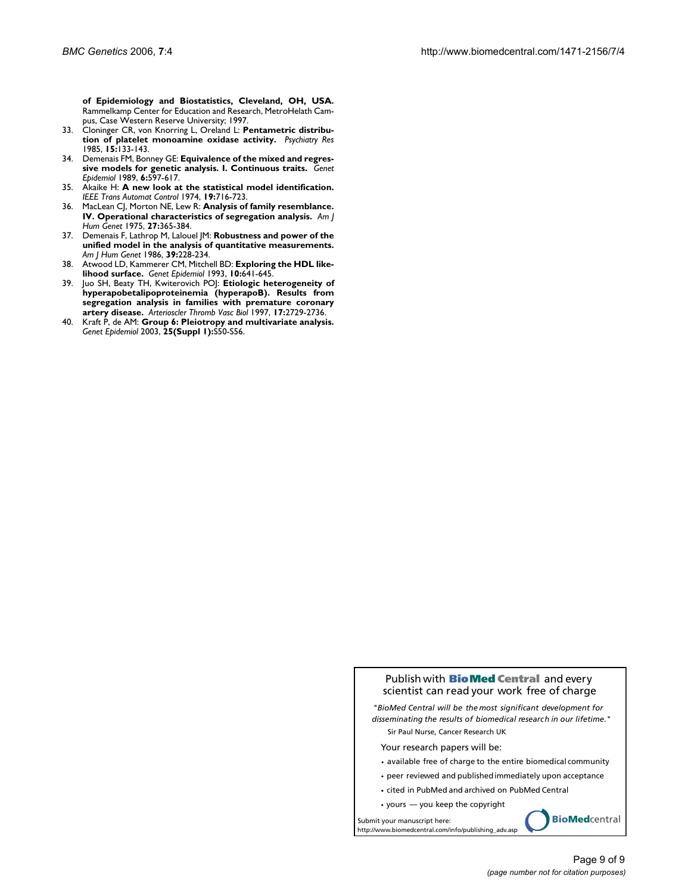**of Epidemiology and Biostatistics, Cleveland, OH, USA.** Rammelkamp Center for Education and Research, MetroHelath Campus, Case Western Reserve University; 1997.

33. Cloninger CR, von Knorring L, Oreland L: **Pentametric distribution of platelet monoamine oxidase activity.** *Psychiatry Res* 1985, **15:**133-143.
34. Demenais FM, Bonney GE: **Equivalence of the mixed and regressive models for genetic analysis. I. Continuous traits.** *Genet Epidemiol* 1989, **6:**597-617.
35. Akaike H: **A new look at the statistical model identification.** *IEEE Trans Automat Control* 1974, **19:**716-723.
36. MacLean CJ, Morton NE, Lew R: **Analysis of family resemblance. IV. Operational characteristics of segregation analysis.** *Am J Hum Genet* 1975, **27:**365-384.
37. Demenais F, Lathrop M, Lalouel JM: **Robustness and power of the unified model in the analysis of quantitative measurements.** *Am J Hum Genet* 1986, **39:**228-234.
38. Atwood LD, Kammerer CM, Mitchell BD: **Exploring the HDL likelihood surface.** *Genet Epidemiol* 1993, **10:**641-645.
39. Juo SH, Beaty TH, Kwiterovich POJ: **Etiologic heterogeneity of hyperapobetalipoproteinemia (hyperapoB). Results from segregation analysis in families with premature coronary artery disease.** *Arterioscler Thromb Vasc Biol* 1997, **17:**2729-2736.
40. Kraft P, de AM: **Group 6: Pleiotropy and multivariate analysis.** *Genet Epidemiol* 2003, **25(Suppl 1):**S50-S56.

Publish with **BioMed Central** and every scientist can read your work free of charge

*"BioMed Central will be the most significant development for disseminating the results of biomedical research in our lifetime."*

Sir Paul Nurse, Cancer Research UK

Your research papers will be:

- available free of charge to the entire biomedical community
- peer reviewed and published immediately upon acceptance
- cited in PubMed and archived on PubMed Central
- yours — you keep the copyright

Submit your manuscript here:
http://www.biomedcentral.com/info/publishing_adv.asp

**BioMed**central